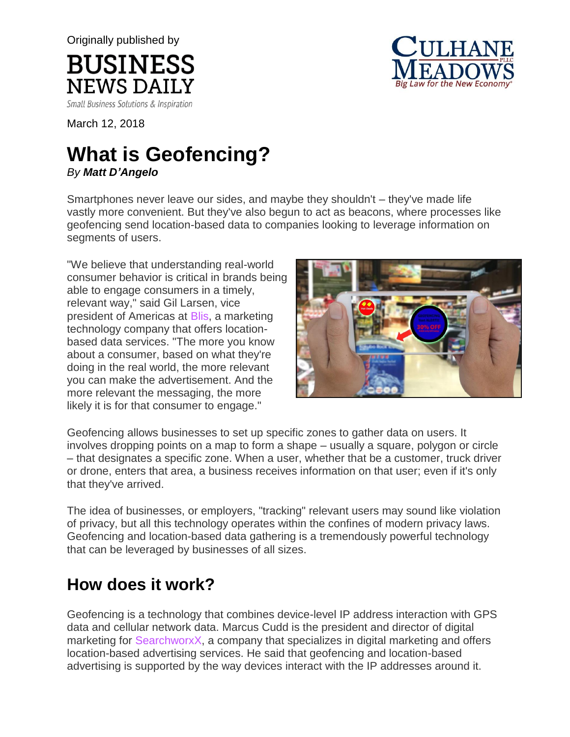Originally published by

BUSINESS NEWS DAILY

Small Business Solutions & Inspiration

CULHANE MEADOWS PLLC

Big Law for the New Economy®

March 12, 2018

# What is Geofencing?

*By **Matt D'Angelo***

Smartphones never leave our sides, and maybe they shouldn't – they've made life vastly more convenient. But they've also begun to act as beacons, where processes like geofencing send location-based data to companies looking to leverage information on segments of users.

"We believe that understanding real-world consumer behavior is critical in brands being able to engage consumers in a timely, relevant way," said Gil Larsen, vice president of Americas at Blis, a marketing technology company that offers location-based data services. "The more you know about a consumer, based on what they're doing in the real world, the more relevant you can make the advertisement. And the more relevant the messaging, the more likely it is for that consumer to engage."

Geofencing allows businesses to set up specific zones to gather data on users. It involves dropping points on a map to form a shape – usually a square, polygon or circle – that designates a specific zone. When a user, whether that be a customer, truck driver or drone, enters that area, a business receives information on that user; even if it's only that they've arrived.

The idea of businesses, or employers, "tracking" relevant users may sound like violation of privacy, but all this technology operates within the confines of modern privacy laws. Geofencing and location-based data gathering is a tremendously powerful technology that can be leveraged by businesses of all sizes.

## How does it work?

Geofencing is a technology that combines device-level IP address interaction with GPS data and cellular network data. Marcus Cudd is the president and director of digital marketing for SearchworxX, a company that specializes in digital marketing and offers location-based advertising services. He said that geofencing and location-based advertising is supported by the way devices interact with the IP addresses around it.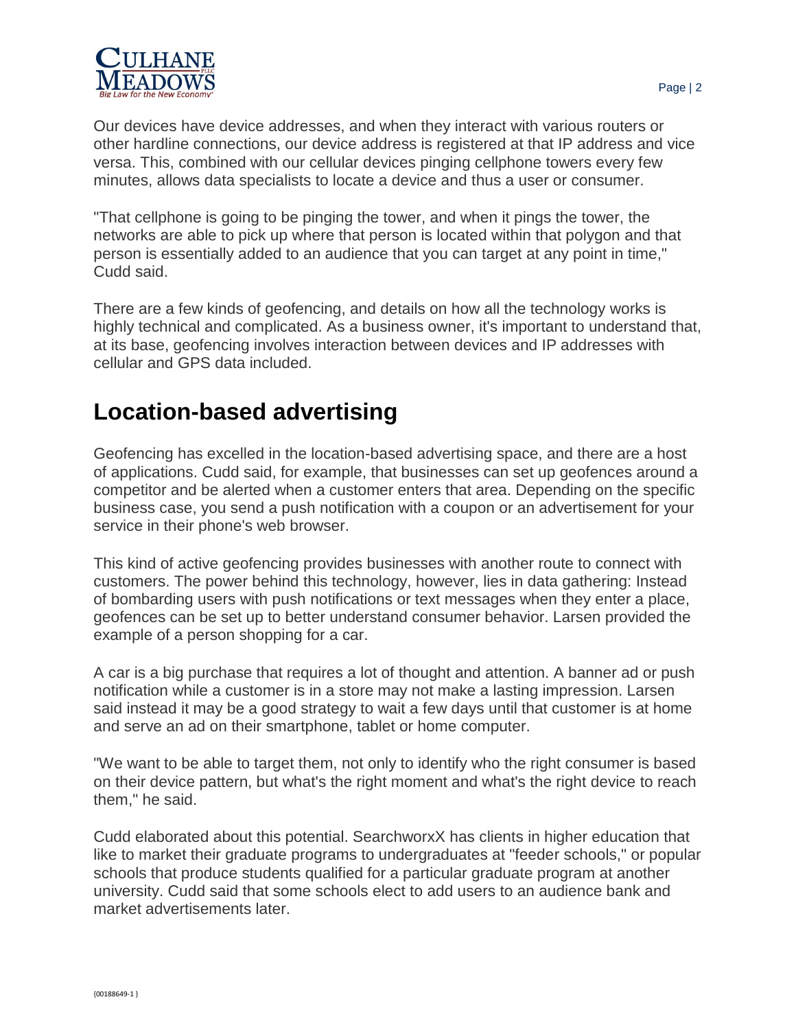Our devices have device addresses, and when they interact with various routers or other hardline connections, our device address is registered at that IP address and vice versa. This, combined with our cellular devices pinging cellphone towers every few minutes, allows data specialists to locate a device and thus a user or consumer.

"That cellphone is going to be pinging the tower, and when it pings the tower, the networks are able to pick up where that person is located within that polygon and that person is essentially added to an audience that you can target at any point in time," Cudd said.

There are a few kinds of geofencing, and details on how all the technology works is highly technical and complicated. As a business owner, it's important to understand that, at its base, geofencing involves interaction between devices and IP addresses with cellular and GPS data included.

## Location-based advertising

Geofencing has excelled in the location-based advertising space, and there are a host of applications. Cudd said, for example, that businesses can set up geofences around a competitor and be alerted when a customer enters that area. Depending on the specific business case, you send a push notification with a coupon or an advertisement for your service in their phone's web browser.

This kind of active geofencing provides businesses with another route to connect with customers. The power behind this technology, however, lies in data gathering: Instead of bombarding users with push notifications or text messages when they enter a place, geofences can be set up to better understand consumer behavior. Larsen provided the example of a person shopping for a car.

A car is a big purchase that requires a lot of thought and attention. A banner ad or push notification while a customer is in a store may not make a lasting impression. Larsen said instead it may be a good strategy to wait a few days until that customer is at home and serve an ad on their smartphone, tablet or home computer.

"We want to be able to target them, not only to identify who the right consumer is based on their device pattern, but what's the right moment and what's the right device to reach them," he said.

Cudd elaborated about this potential. SearchworxX has clients in higher education that like to market their graduate programs to undergraduates at "feeder schools," or popular schools that produce students qualified for a particular graduate program at another university. Cudd said that some schools elect to add users to an audience bank and market advertisements later.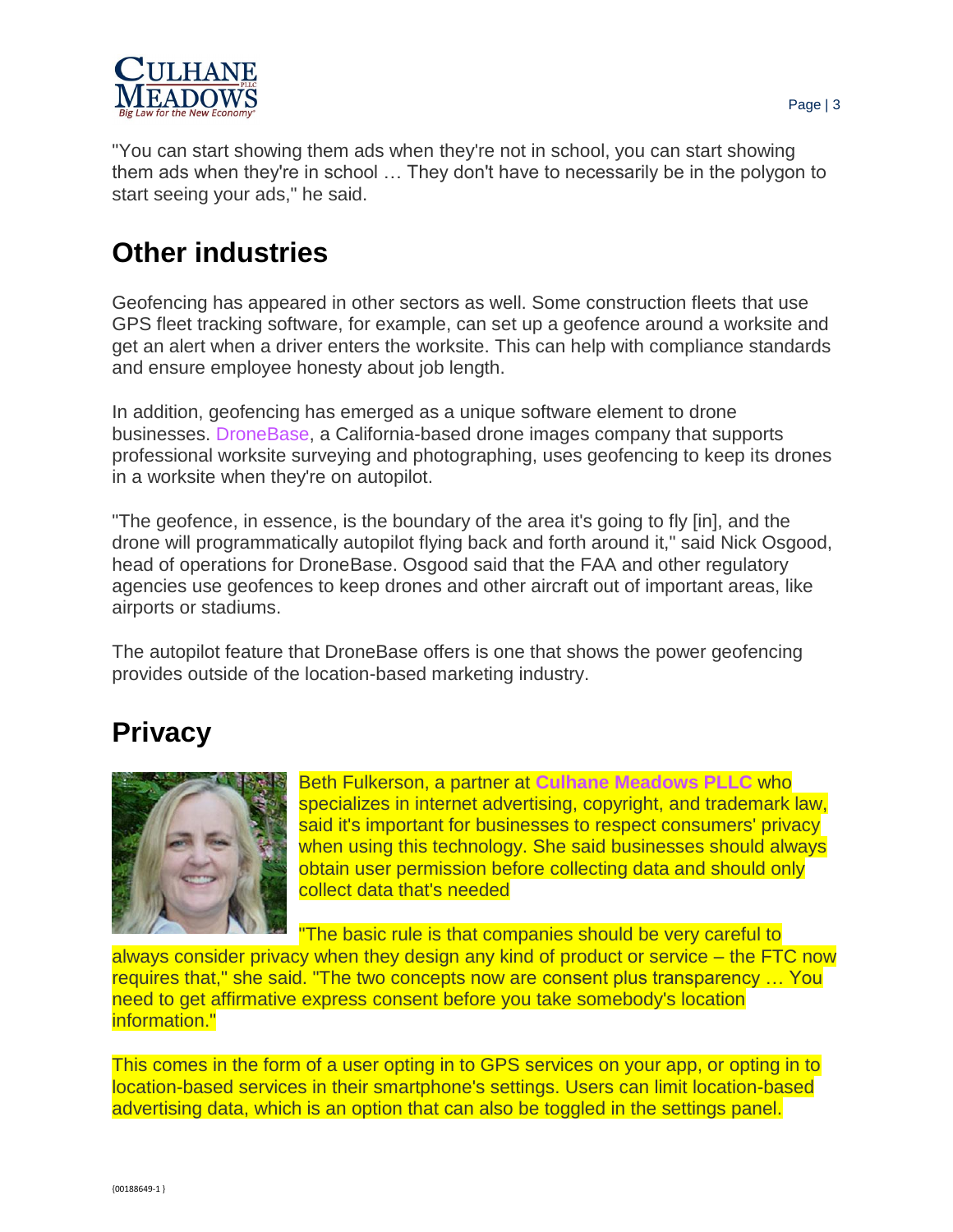"You can start showing them ads when they're not in school, you can start showing them ads when they're in school … They don't have to necessarily be in the polygon to start seeing your ads," he said.

## Other industries

Geofencing has appeared in other sectors as well. Some construction fleets that use GPS fleet tracking software, for example, can set up a geofence around a worksite and get an alert when a driver enters the worksite. This can help with compliance standards and ensure employee honesty about job length.

In addition, geofencing has emerged as a unique software element to drone businesses. DroneBase, a California-based drone images company that supports professional worksite surveying and photographing, uses geofencing to keep its drones in a worksite when they're on autopilot.

"The geofence, in essence, is the boundary of the area it's going to fly [in], and the drone will programmatically autopilot flying back and forth around it," said Nick Osgood, head of operations for DroneBase. Osgood said that the FAA and other regulatory agencies use geofences to keep drones and other aircraft out of important areas, like airports or stadiums.

The autopilot feature that DroneBase offers is one that shows the power geofencing provides outside of the location-based marketing industry.

## Privacy

Beth Fulkerson, a partner at **Culhane Meadows PLLC** who specializes in internet advertising, copyright, and trademark law, said it's important for businesses to respect consumers' privacy when using this technology. She said businesses should always obtain user permission before collecting data and should only collect data that's needed

"The basic rule is that companies should be very careful to always consider privacy when they design any kind of product or service – the FTC now requires that," she said. "The two concepts now are consent plus transparency … You need to get affirmative express consent before you take somebody's location information."

This comes in the form of a user opting in to GPS services on your app, or opting in to location-based services in their smartphone's settings. Users can limit location-based advertising data, which is an option that can also be toggled in the settings panel.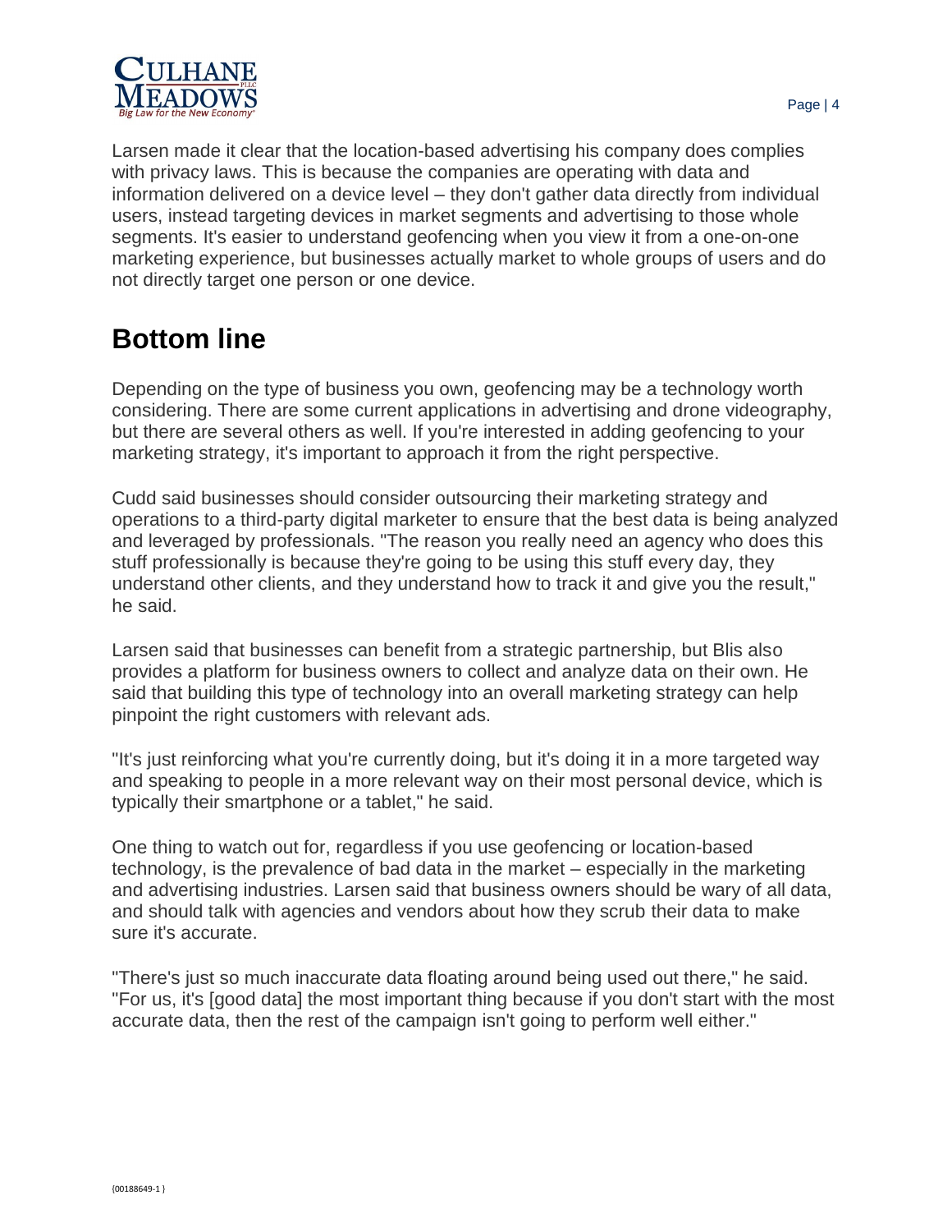Larsen made it clear that the location-based advertising his company does complies with privacy laws. This is because the companies are operating with data and information delivered on a device level – they don't gather data directly from individual users, instead targeting devices in market segments and advertising to those whole segments. It's easier to understand geofencing when you view it from a one-on-one marketing experience, but businesses actually market to whole groups of users and do not directly target one person or one device.

## Bottom line

Depending on the type of business you own, geofencing may be a technology worth considering. There are some current applications in advertising and drone videography, but there are several others as well. If you're interested in adding geofencing to your marketing strategy, it's important to approach it from the right perspective.

Cudd said businesses should consider outsourcing their marketing strategy and operations to a third-party digital marketer to ensure that the best data is being analyzed and leveraged by professionals. "The reason you really need an agency who does this stuff professionally is because they're going to be using this stuff every day, they understand other clients, and they understand how to track it and give you the result," he said.

Larsen said that businesses can benefit from a strategic partnership, but Blis also provides a platform for business owners to collect and analyze data on their own. He said that building this type of technology into an overall marketing strategy can help pinpoint the right customers with relevant ads.

"It's just reinforcing what you're currently doing, but it's doing it in a more targeted way and speaking to people in a more relevant way on their most personal device, which is typically their smartphone or a tablet," he said.

One thing to watch out for, regardless if you use geofencing or location-based technology, is the prevalence of bad data in the market – especially in the marketing and advertising industries. Larsen said that business owners should be wary of all data, and should talk with agencies and vendors about how they scrub their data to make sure it's accurate.

"There's just so much inaccurate data floating around being used out there," he said. "For us, it's [good data] the most important thing because if you don't start with the most accurate data, then the rest of the campaign isn't going to perform well either."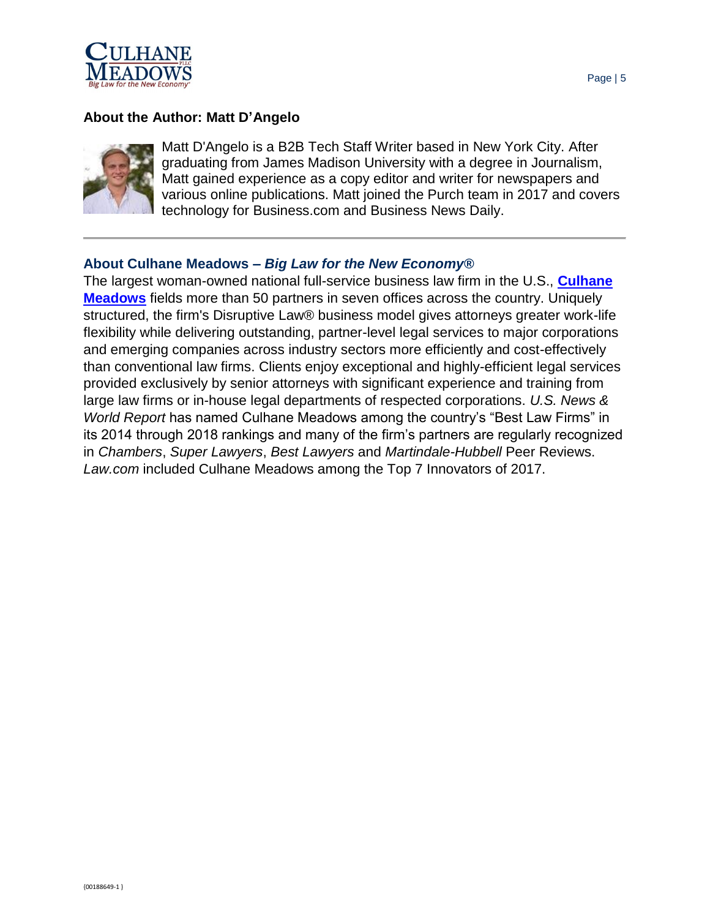## About the Author: Matt D'Angelo

Matt D'Angelo is a B2B Tech Staff Writer based in New York City. After graduating from James Madison University with a degree in Journalism, Matt gained experience as a copy editor and writer for newspapers and various online publications. Matt joined the Purch team in 2017 and covers technology for Business.com and Business News Daily.

---

## About Culhane Meadows – *Big Law for the New Economy®*

The largest woman-owned national full-service business law firm in the U.S., **Culhane Meadows** fields more than 50 partners in seven offices across the country. Uniquely structured, the firm's Disruptive Law® business model gives attorneys greater work-life flexibility while delivering outstanding, partner-level legal services to major corporations and emerging companies across industry sectors more efficiently and cost-effectively than conventional law firms. Clients enjoy exceptional and highly-efficient legal services provided exclusively by senior attorneys with significant experience and training from large law firms or in-house legal departments of respected corporations. *U.S. News & World Report* has named Culhane Meadows among the country's "Best Law Firms" in its 2014 through 2018 rankings and many of the firm's partners are regularly recognized in *Chambers*, *Super Lawyers*, *Best Lawyers* and *Martindale-Hubbell* Peer Reviews. *Law.com* included Culhane Meadows among the Top 7 Innovators of 2017.

{00188649-1 }